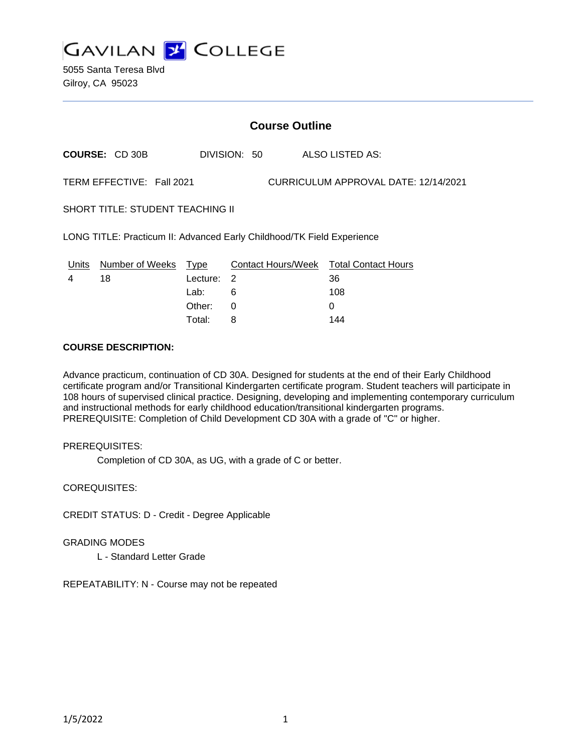# GAVILAN COLLEGE

5055 Santa Teresa Blvd
Gilroy, CA 95023

## Course Outline

**COURSE:** CD 30B  DIVISION: 50  ALSO LISTED AS:

TERM EFFECTIVE: Fall 2021  CURRICULUM APPROVAL DATE: 12/14/2021

SHORT TITLE: STUDENT TEACHING II

LONG TITLE: Practicum II: Advanced Early Childhood/TK Field Experience

| Units | Number of Weeks | Type | Contact Hours/Week | Total Contact Hours |
|---|---|---|---|---|
| 4 | 18 | Lecture: | 2 | 36 |
| | | Lab: | 6 | 108 |
| | | Other: | 0 | 0 |
| | | Total: | 8 | 144 |

**COURSE DESCRIPTION:**

Advance practicum, continuation of CD 30A. Designed for students at the end of their Early Childhood certificate program and/or Transitional Kindergarten certificate program. Student teachers will participate in 108 hours of supervised clinical practice. Designing, developing and implementing contemporary curriculum and instructional methods for early childhood education/transitional kindergarten programs.
PREREQUISITE: Completion of Child Development CD 30A with a grade of "C" or higher.

PREREQUISITES:

Completion of CD 30A, as UG, with a grade of C or better.

COREQUISITES:

CREDIT STATUS: D - Credit - Degree Applicable

GRADING MODES

L - Standard Letter Grade

REPEATABILITY: N - Course may not be repeated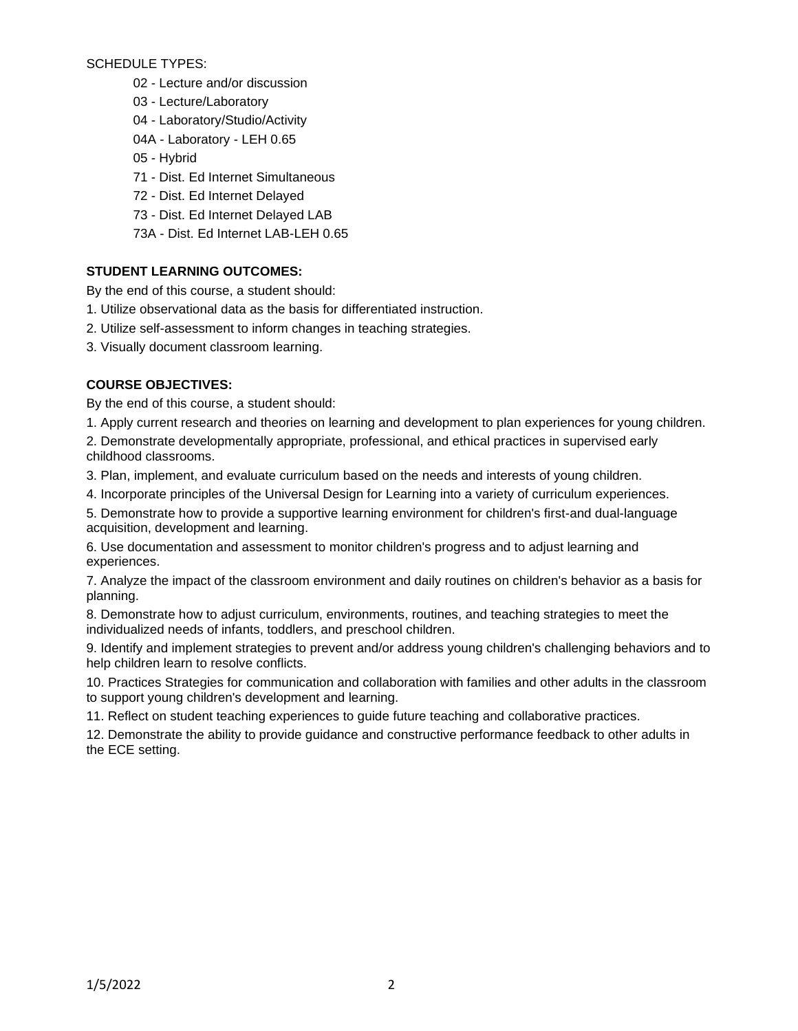SCHEDULE TYPES:

- 02 - Lecture and/or discussion
- 03 - Lecture/Laboratory
- 04 - Laboratory/Studio/Activity
- 04A - Laboratory - LEH 0.65
- 05 - Hybrid
- 71 - Dist. Ed Internet Simultaneous
- 72 - Dist. Ed Internet Delayed
- 73 - Dist. Ed Internet Delayed LAB
- 73A - Dist. Ed Internet LAB-LEH 0.65

**STUDENT LEARNING OUTCOMES:**

By the end of this course, a student should:

1. Utilize observational data as the basis for differentiated instruction.
2. Utilize self-assessment to inform changes in teaching strategies.
3. Visually document classroom learning.

**COURSE OBJECTIVES:**

By the end of this course, a student should:

1. Apply current research and theories on learning and development to plan experiences for young children.
2. Demonstrate developmentally appropriate, professional, and ethical practices in supervised early childhood classrooms.
3. Plan, implement, and evaluate curriculum based on the needs and interests of young children.
4. Incorporate principles of the Universal Design for Learning into a variety of curriculum experiences.
5. Demonstrate how to provide a supportive learning environment for children's first-and dual-language acquisition, development and learning.
6. Use documentation and assessment to monitor children's progress and to adjust learning and experiences.
7. Analyze the impact of the classroom environment and daily routines on children's behavior as a basis for planning.
8. Demonstrate how to adjust curriculum, environments, routines, and teaching strategies to meet the individualized needs of infants, toddlers, and preschool children.
9. Identify and implement strategies to prevent and/or address young children's challenging behaviors and to help children learn to resolve conflicts.
10. Practices Strategies for communication and collaboration with families and other adults in the classroom to support young children's development and learning.
11. Reflect on student teaching experiences to guide future teaching and collaborative practices.
12. Demonstrate the ability to provide guidance and constructive performance feedback to other adults in the ECE setting.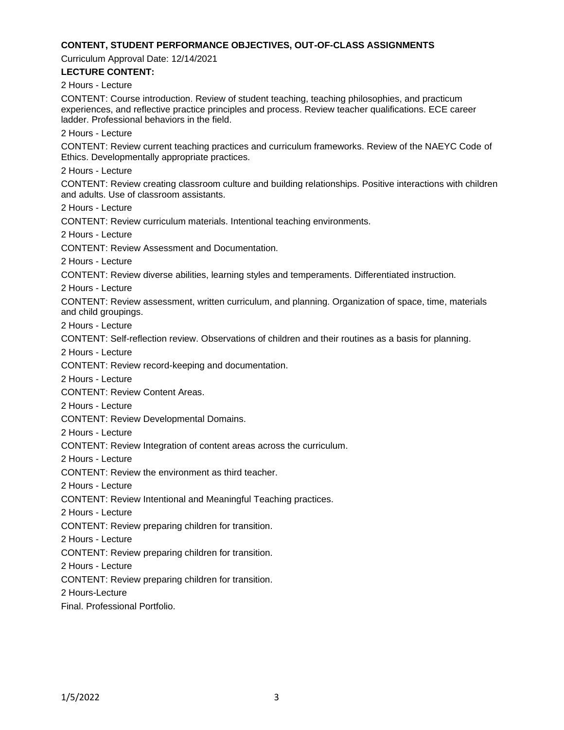**CONTENT, STUDENT PERFORMANCE OBJECTIVES, OUT-OF-CLASS ASSIGNMENTS**

Curriculum Approval Date: 12/14/2021

**LECTURE CONTENT:**

2 Hours - Lecture

CONTENT: Course introduction. Review of student teaching, teaching philosophies, and practicum experiences, and reflective practice principles and process. Review teacher qualifications. ECE career ladder. Professional behaviors in the field.

2 Hours - Lecture

CONTENT: Review current teaching practices and curriculum frameworks. Review of the NAEYC Code of Ethics. Developmentally appropriate practices.

2 Hours - Lecture

CONTENT: Review creating classroom culture and building relationships. Positive interactions with children and adults. Use of classroom assistants.

2 Hours - Lecture

CONTENT: Review curriculum materials. Intentional teaching environments.

2 Hours - Lecture

CONTENT: Review Assessment and Documentation.

2 Hours - Lecture

CONTENT: Review diverse abilities, learning styles and temperaments. Differentiated instruction.

2 Hours - Lecture

CONTENT: Review assessment, written curriculum, and planning. Organization of space, time, materials and child groupings.

2 Hours - Lecture

CONTENT: Self-reflection review. Observations of children and their routines as a basis for planning.

2 Hours - Lecture

CONTENT: Review record-keeping and documentation.

2 Hours - Lecture

CONTENT: Review Content Areas.

2 Hours - Lecture

CONTENT: Review Developmental Domains.

2 Hours - Lecture

CONTENT: Review Integration of content areas across the curriculum.

2 Hours - Lecture

CONTENT: Review the environment as third teacher.

2 Hours - Lecture

CONTENT: Review Intentional and Meaningful Teaching practices.

2 Hours - Lecture

CONTENT: Review preparing children for transition.

2 Hours - Lecture

CONTENT: Review preparing children for transition.

2 Hours - Lecture

CONTENT: Review preparing children for transition.

2 Hours-Lecture

Final. Professional Portfolio.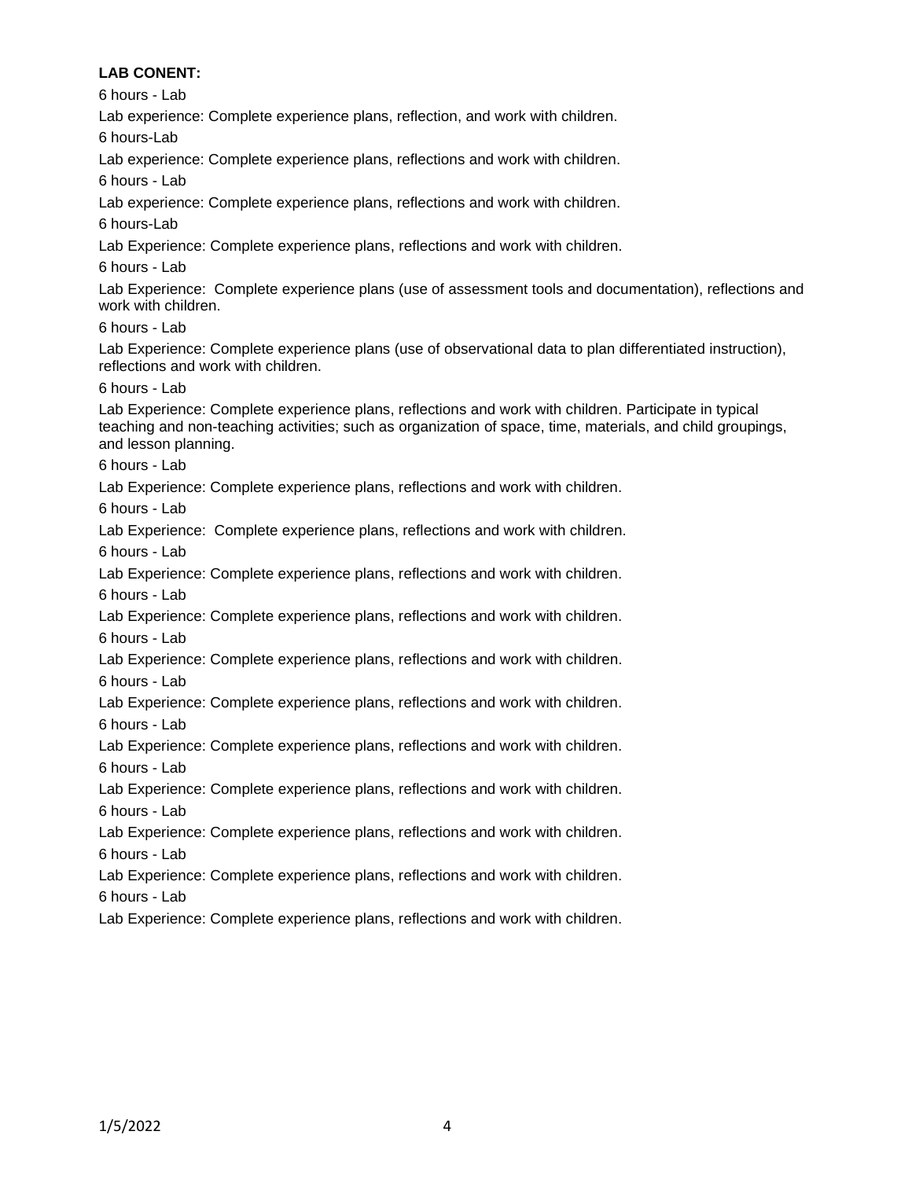**LAB CONENT:**

6 hours - Lab

Lab experience: Complete experience plans, reflection, and work with children.

6 hours-Lab

Lab experience: Complete experience plans, reflections and work with children.

6 hours - Lab

Lab experience: Complete experience plans, reflections and work with children.

6 hours-Lab

Lab Experience: Complete experience plans, reflections and work with children.

6 hours - Lab

Lab Experience: Complete experience plans (use of assessment tools and documentation), reflections and work with children.

6 hours - Lab

Lab Experience: Complete experience plans (use of observational data to plan differentiated instruction), reflections and work with children.

6 hours - Lab

Lab Experience: Complete experience plans, reflections and work with children. Participate in typical teaching and non-teaching activities; such as organization of space, time, materials, and child groupings, and lesson planning.

6 hours - Lab

Lab Experience: Complete experience plans, reflections and work with children.

6 hours - Lab

Lab Experience: Complete experience plans, reflections and work with children.

6 hours - Lab

Lab Experience: Complete experience plans, reflections and work with children.

6 hours - Lab

Lab Experience: Complete experience plans, reflections and work with children.

6 hours - Lab

Lab Experience: Complete experience plans, reflections and work with children.

6 hours - Lab

Lab Experience: Complete experience plans, reflections and work with children.

6 hours - Lab

Lab Experience: Complete experience plans, reflections and work with children.

6 hours - Lab

Lab Experience: Complete experience plans, reflections and work with children.

6 hours - Lab

Lab Experience: Complete experience plans, reflections and work with children.

6 hours - Lab

Lab Experience: Complete experience plans, reflections and work with children.

6 hours - Lab

Lab Experience: Complete experience plans, reflections and work with children.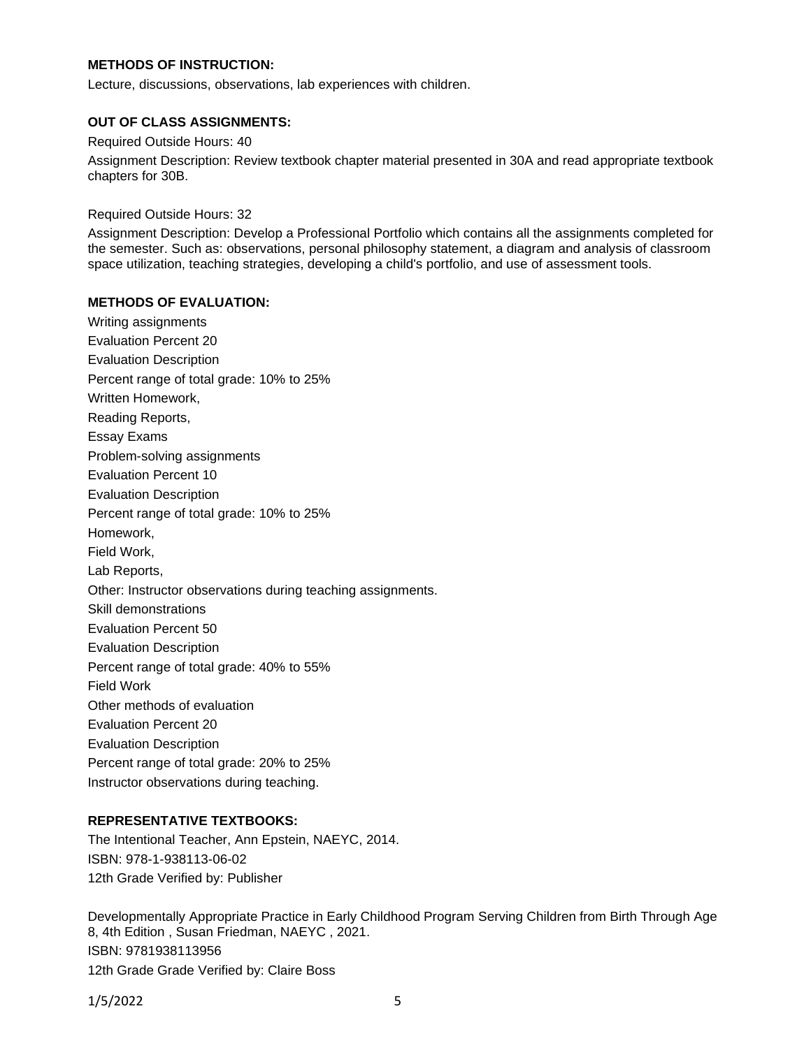**METHODS OF INSTRUCTION:**

Lecture, discussions, observations, lab experiences with children.

**OUT OF CLASS ASSIGNMENTS:**

Required Outside Hours: 40

Assignment Description: Review textbook chapter material presented in 30A and read appropriate textbook chapters for 30B.

Required Outside Hours: 32

Assignment Description: Develop a Professional Portfolio which contains all the assignments completed for the semester. Such as: observations, personal philosophy statement, a diagram and analysis of classroom space utilization, teaching strategies, developing a child's portfolio, and use of assessment tools.

**METHODS OF EVALUATION:**

Writing assignments
Evaluation Percent 20
Evaluation Description
Percent range of total grade: 10% to 25%
Written Homework,
Reading Reports,
Essay Exams
Problem-solving assignments
Evaluation Percent 10
Evaluation Description
Percent range of total grade: 10% to 25%
Homework,
Field Work,
Lab Reports,
Other: Instructor observations during teaching assignments.
Skill demonstrations
Evaluation Percent 50
Evaluation Description
Percent range of total grade: 40% to 55%
Field Work
Other methods of evaluation
Evaluation Percent 20
Evaluation Description
Percent range of total grade: 20% to 25%
Instructor observations during teaching.

**REPRESENTATIVE TEXTBOOKS:**

The Intentional Teacher, Ann Epstein, NAEYC, 2014.
ISBN: 978-1-938113-06-02
12th Grade Verified by: Publisher

Developmentally Appropriate Practice in Early Childhood Program Serving Children from Birth Through Age 8, 4th Edition , Susan Friedman, NAEYC , 2021.
ISBN: 9781938113956
12th Grade Grade Verified by: Claire Boss

1/5/2022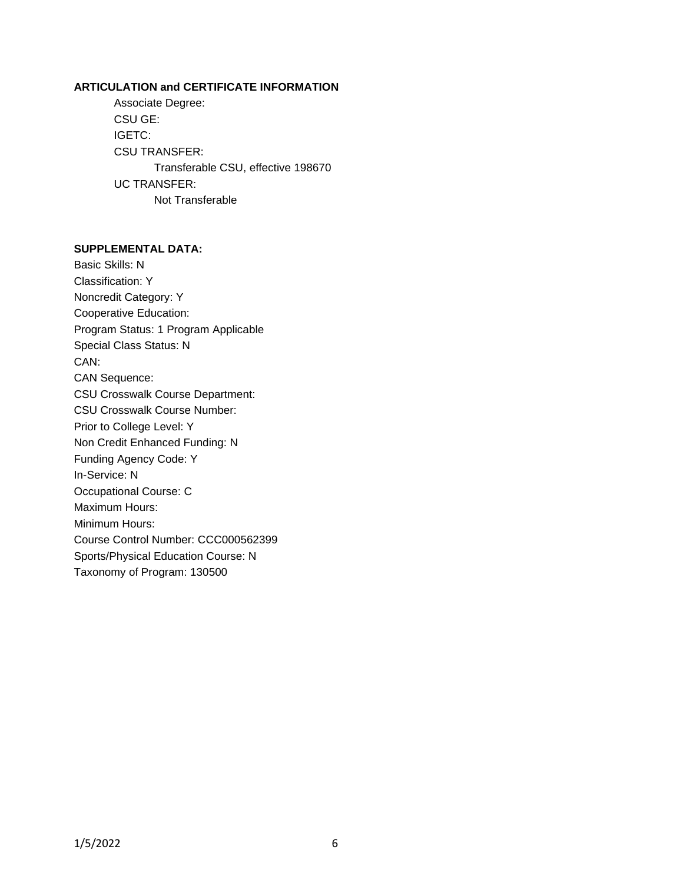**ARTICULATION and CERTIFICATE INFORMATION**

Associate Degree:

CSU GE:

IGETC:

CSU TRANSFER:

Transferable CSU, effective 198670

UC TRANSFER:

Not Transferable

**SUPPLEMENTAL DATA:**

Basic Skills: N

Classification: Y

Noncredit Category: Y

Cooperative Education:

Program Status: 1 Program Applicable

Special Class Status: N

CAN:

CAN Sequence:

CSU Crosswalk Course Department:

CSU Crosswalk Course Number:

Prior to College Level: Y

Non Credit Enhanced Funding: N

Funding Agency Code: Y

In-Service: N

Occupational Course: C

Maximum Hours:

Minimum Hours:

Course Control Number: CCC000562399

Sports/Physical Education Course: N

Taxonomy of Program: 130500